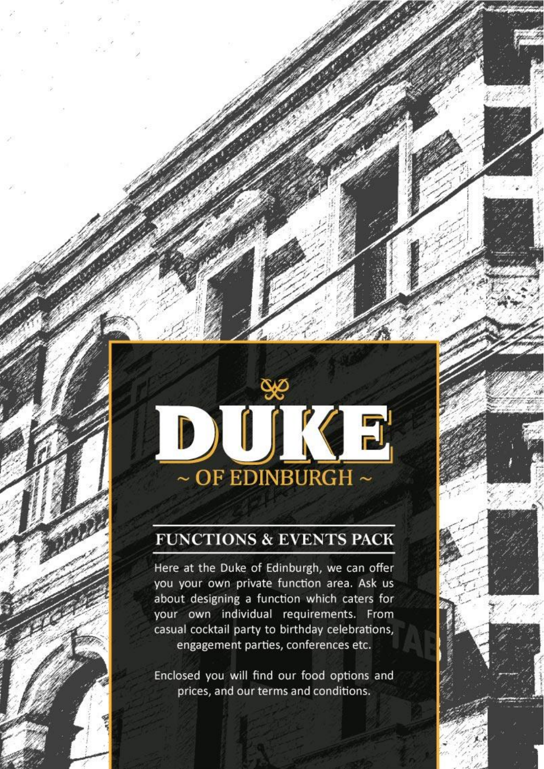# DUKE

## ~ OF EDINBURGH ~

### FUNCTIONS & EVENTS PACK

Here at the Duke of Edinburgh, we can offer you your own private function area. Ask us about designing a function which caters for your own individual requirements. From casual cocktail party to birthday celebrations, engagement parties, conferences etc.

Enclosed you will find our food options and prices, and our terms and conditions.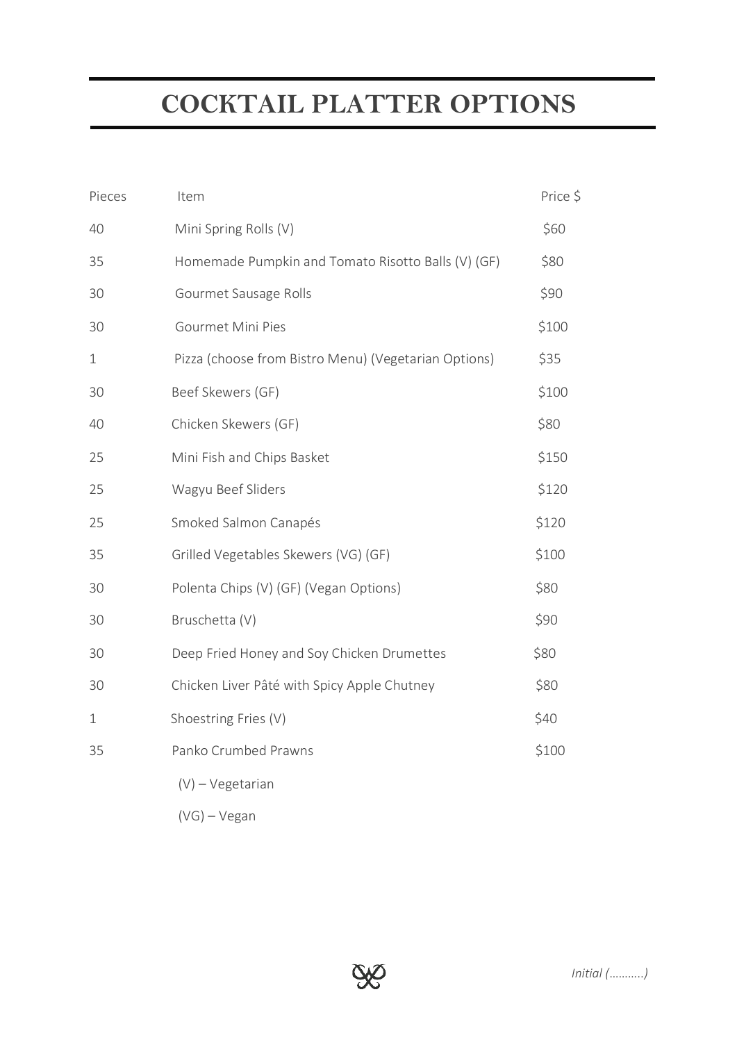# COCKTAIL PLATTER OPTIONS

| Pieces | Item | Price $ |
| --- | --- | --- |
| 40 | Mini Spring Rolls (V) | $60 |
| 35 | Homemade Pumpkin and Tomato Risotto Balls (V) (GF) | $80 |
| 30 | Gourmet Sausage Rolls | $90 |
| 30 | Gourmet Mini Pies | $100 |
| 1 | Pizza (choose from Bistro Menu) (Vegetarian Options) | $35 |
| 30 | Beef Skewers (GF) | $100 |
| 40 | Chicken Skewers (GF) | $80 |
| 25 | Mini Fish and Chips Basket | $150 |
| 25 | Wagyu Beef Sliders | $120 |
| 25 | Smoked Salmon Canapés | $120 |
| 35 | Grilled Vegetables Skewers (VG) (GF) | $100 |
| 30 | Polenta Chips (V) (GF) (Vegan Options) | $80 |
| 30 | Bruschetta (V) | $90 |
| 30 | Deep Fried Honey and Soy Chicken Drumettes | $80 |
| 30 | Chicken Liver Pâté with Spicy Apple Chutney | $80 |
| 1 | Shoestring Fries (V) | $40 |
| 35 | Panko Crumbed Prawns | $100 |

(V) – Vegetarian

(VG) – Vegan

*Initial (..........)*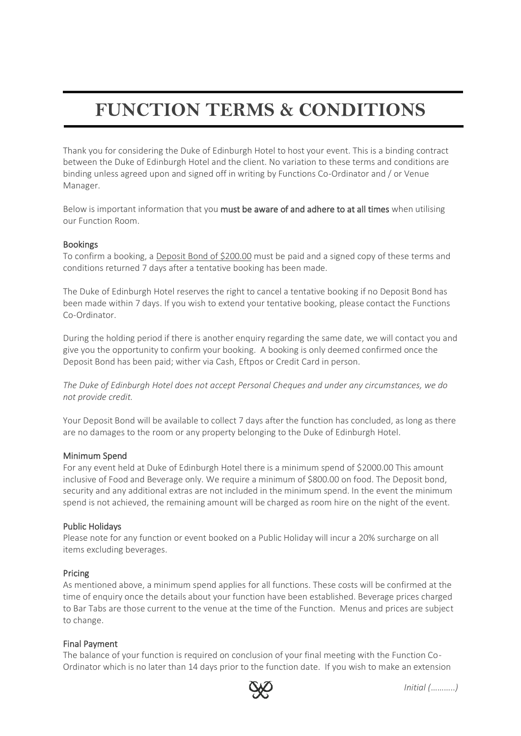# FUNCTION TERMS & CONDITIONS

Thank you for considering the Duke of Edinburgh Hotel to host your event. This is a binding contract between the Duke of Edinburgh Hotel and the client. No variation to these terms and conditions are binding unless agreed upon and signed off in writing by Functions Co-Ordinator and / or Venue Manager.

Below is important information that you **must be aware of and adhere to at all times** when utilising our Function Room.

### Bookings

To confirm a booking, a Deposit Bond of $200.00 must be paid and a signed copy of these terms and conditions returned 7 days after a tentative booking has been made.

The Duke of Edinburgh Hotel reserves the right to cancel a tentative booking if no Deposit Bond has been made within 7 days. If you wish to extend your tentative booking, please contact the Functions Co-Ordinator.

During the holding period if there is another enquiry regarding the same date, we will contact you and give you the opportunity to confirm your booking. A booking is only deemed confirmed once the Deposit Bond has been paid; wither via Cash, Eftpos or Credit Card in person.

*The Duke of Edinburgh Hotel does not accept Personal Cheques and under any circumstances, we do not provide credit.*

Your Deposit Bond will be available to collect 7 days after the function has concluded, as long as there are no damages to the room or any property belonging to the Duke of Edinburgh Hotel.

### Minimum Spend

For any event held at Duke of Edinburgh Hotel there is a minimum spend of $2000.00 This amount inclusive of Food and Beverage only. We require a minimum of $800.00 on food. The Deposit bond, security and any additional extras are not included in the minimum spend. In the event the minimum spend is not achieved, the remaining amount will be charged as room hire on the night of the event.

### Public Holidays

Please note for any function or event booked on a Public Holiday will incur a 20% surcharge on all items excluding beverages.

### Pricing

As mentioned above, a minimum spend applies for all functions. These costs will be confirmed at the time of enquiry once the details about your function have been established. Beverage prices charged to Bar Tabs are those current to the venue at the time of the Function. Menus and prices are subject to change.

### Final Payment

The balance of your function is required on conclusion of your final meeting with the Function Co-Ordinator which is no later than 14 days prior to the function date. If you wish to make an extension

*Initial (...........)*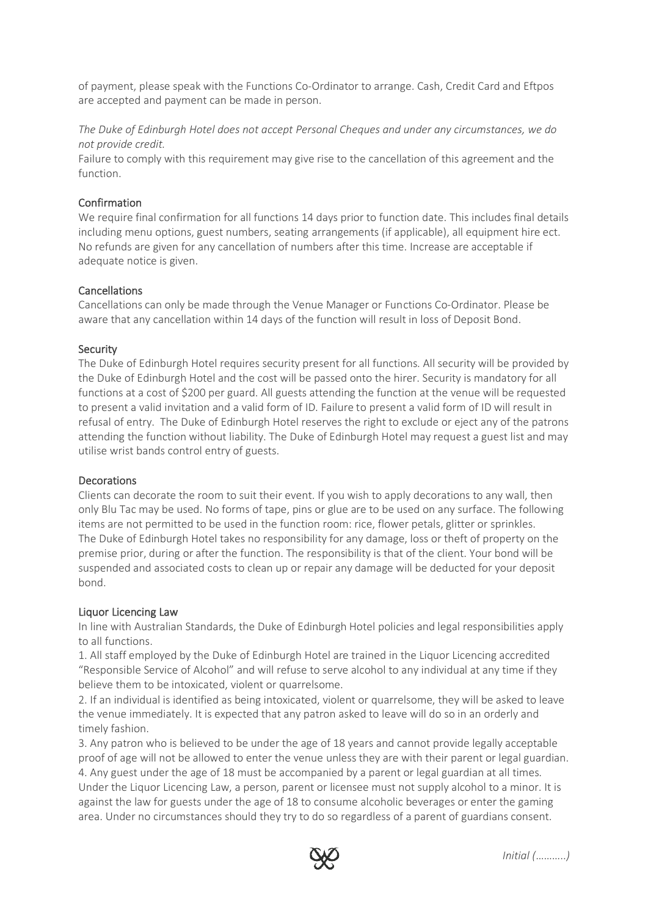of payment, please speak with the Functions Co-Ordinator to arrange. Cash, Credit Card and Eftpos are accepted and payment can be made in person.

*The Duke of Edinburgh Hotel does not accept Personal Cheques and under any circumstances, we do not provide credit.*

Failure to comply with this requirement may give rise to the cancellation of this agreement and the function.

## Confirmation

We require final confirmation for all functions 14 days prior to function date. This includes final details including menu options, guest numbers, seating arrangements (if applicable), all equipment hire ect. No refunds are given for any cancellation of numbers after this time. Increase are acceptable if adequate notice is given.

## Cancellations

Cancellations can only be made through the Venue Manager or Functions Co-Ordinator. Please be aware that any cancellation within 14 days of the function will result in loss of Deposit Bond.

## Security

The Duke of Edinburgh Hotel requires security present for all functions. All security will be provided by the Duke of Edinburgh Hotel and the cost will be passed onto the hirer. Security is mandatory for all functions at a cost of $200 per guard. All guests attending the function at the venue will be requested to present a valid invitation and a valid form of ID. Failure to present a valid form of ID will result in refusal of entry. The Duke of Edinburgh Hotel reserves the right to exclude or eject any of the patrons attending the function without liability. The Duke of Edinburgh Hotel may request a guest list and may utilise wrist bands control entry of guests.

## Decorations

Clients can decorate the room to suit their event. If you wish to apply decorations to any wall, then only Blu Tac may be used. No forms of tape, pins or glue are to be used on any surface. The following items are not permitted to be used in the function room: rice, flower petals, glitter or sprinkles. The Duke of Edinburgh Hotel takes no responsibility for any damage, loss or theft of property on the premise prior, during or after the function. The responsibility is that of the client. Your bond will be suspended and associated costs to clean up or repair any damage will be deducted for your deposit bond.

## Liquor Licencing Law

In line with Australian Standards, the Duke of Edinburgh Hotel policies and legal responsibilities apply to all functions.

1. All staff employed by the Duke of Edinburgh Hotel are trained in the Liquor Licencing accredited "Responsible Service of Alcohol" and will refuse to serve alcohol to any individual at any time if they believe them to be intoxicated, violent or quarrelsome.
2. If an individual is identified as being intoxicated, violent or quarrelsome, they will be asked to leave the venue immediately. It is expected that any patron asked to leave will do so in an orderly and timely fashion.
3. Any patron who is believed to be under the age of 18 years and cannot provide legally acceptable proof of age will not be allowed to enter the venue unless they are with their parent or legal guardian.
4. Any guest under the age of 18 must be accompanied by a parent or legal guardian at all times. Under the Liquor Licencing Law, a person, parent or licensee must not supply alcohol to a minor. It is against the law for guests under the age of 18 to consume alcoholic beverages or enter the gaming area. Under no circumstances should they try to do so regardless of a parent of guardians consent.

*Initial (..........)*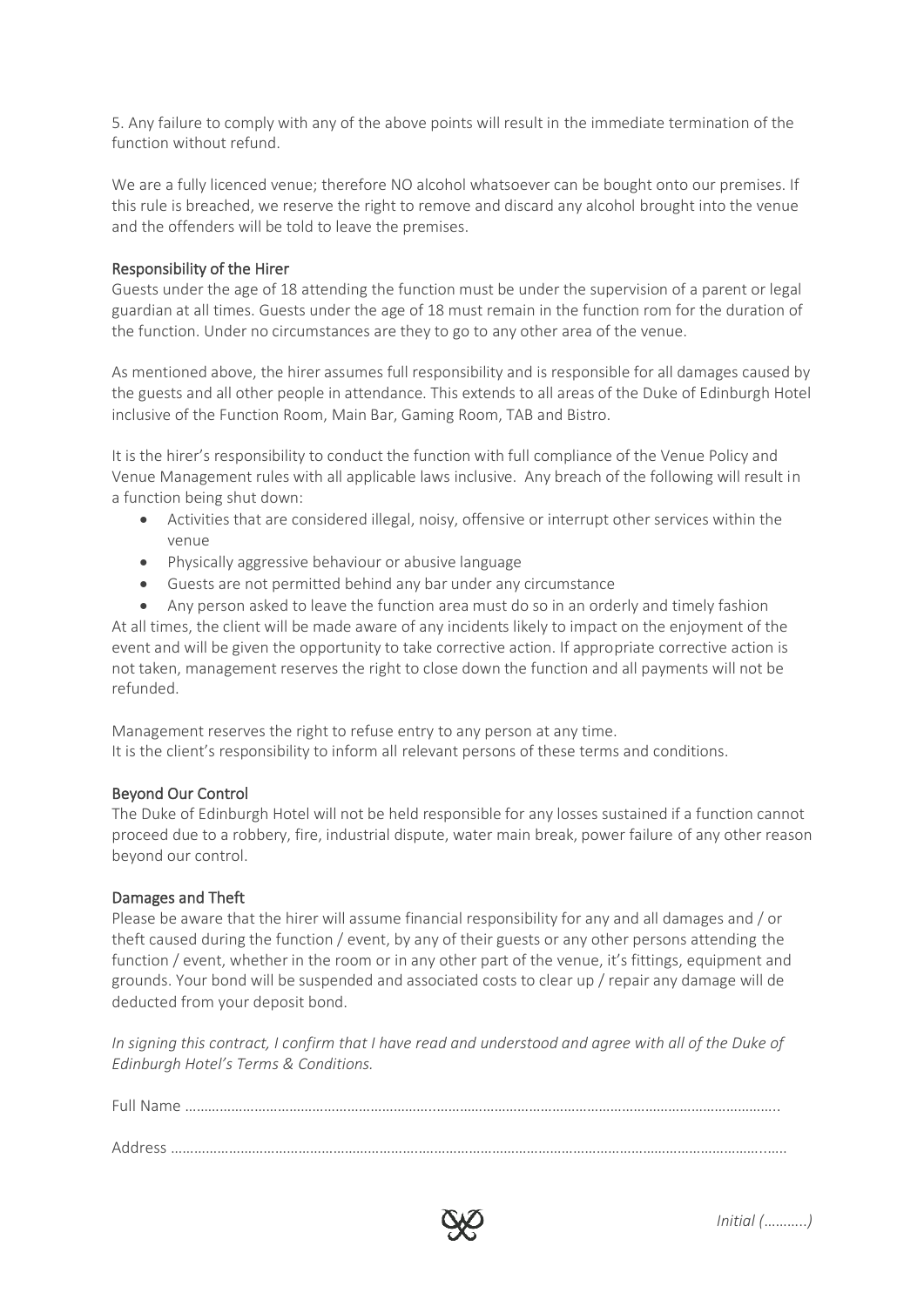5. Any failure to comply with any of the above points will result in the immediate termination of the function without refund.

We are a fully licenced venue; therefore NO alcohol whatsoever can be bought onto our premises. If this rule is breached, we reserve the right to remove and discard any alcohol brought into the venue and the offenders will be told to leave the premises.

## Responsibility of the Hirer

Guests under the age of 18 attending the function must be under the supervision of a parent or legal guardian at all times. Guests under the age of 18 must remain in the function rom for the duration of the function. Under no circumstances are they to go to any other area of the venue.

As mentioned above, the hirer assumes full responsibility and is responsible for all damages caused by the guests and all other people in attendance. This extends to all areas of the Duke of Edinburgh Hotel inclusive of the Function Room, Main Bar, Gaming Room, TAB and Bistro.

It is the hirer's responsibility to conduct the function with full compliance of the Venue Policy and Venue Management rules with all applicable laws inclusive. Any breach of the following will result in a function being shut down:

- Activities that are considered illegal, noisy, offensive or interrupt other services within the venue
- Physically aggressive behaviour or abusive language
- Guests are not permitted behind any bar under any circumstance
- Any person asked to leave the function area must do so in an orderly and timely fashion

At all times, the client will be made aware of any incidents likely to impact on the enjoyment of the event and will be given the opportunity to take corrective action. If appropriate corrective action is not taken, management reserves the right to close down the function and all payments will not be refunded.

Management reserves the right to refuse entry to any person at any time.
It is the client's responsibility to inform all relevant persons of these terms and conditions.

## Beyond Our Control

The Duke of Edinburgh Hotel will not be held responsible for any losses sustained if a function cannot proceed due to a robbery, fire, industrial dispute, water main break, power failure of any other reason beyond our control.

## Damages and Theft

Please be aware that the hirer will assume financial responsibility for any and all damages and / or theft caused during the function / event, by any of their guests or any other persons attending the function / event, whether in the room or in any other part of the venue, it's fittings, equipment and grounds. Your bond will be suspended and associated costs to clear up / repair any damage will de deducted from your deposit bond.

*In signing this contract, I confirm that I have read and understood and agree with all of the Duke of Edinburgh Hotel's Terms & Conditions.*

Full Name ……………………………………………………………………………………………………………………………………..

Address …………………………………………………………………………………………………………………………………..…..

*Initial (……….)*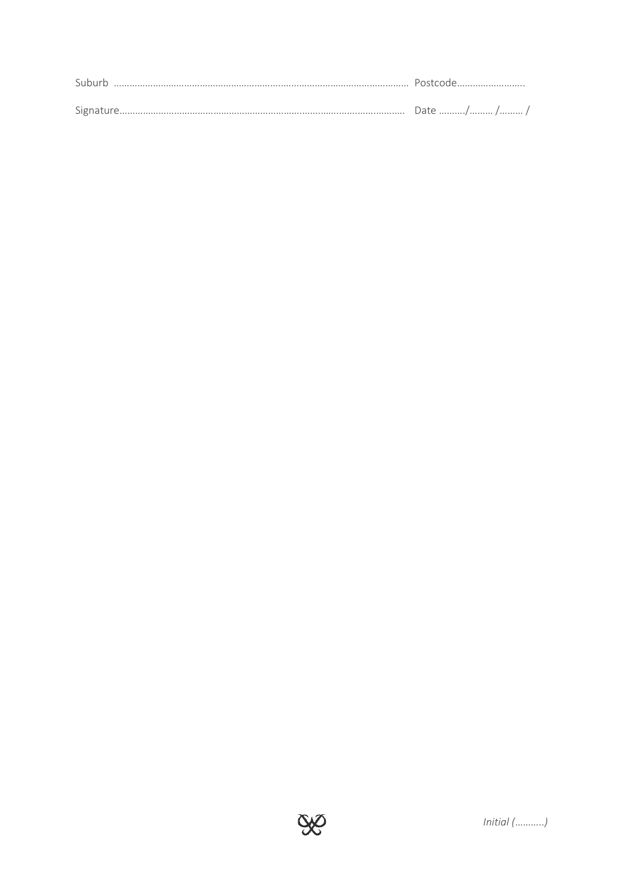Suburb ………………………………………………………………………………………………………… Postcode……………………..

Signature…………………………………………………………………….…..….…..………………. Date ………./……… /……… /

*Initial (………..)*